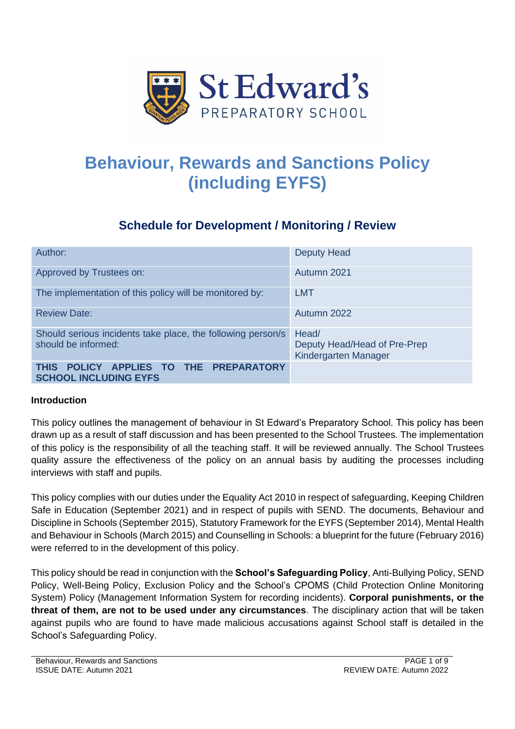St Edward's
PREPARATORY SCHOOL

# Behaviour, Rewards and Sanctions Policy (including EYFS)

## Schedule for Development / Monitoring / Review

| | |
|---|---|
| Author: | Deputy Head |
| Approved by Trustees on: | Autumn 2021 |
| The implementation of this policy will be monitored by: | LMT |
| Review Date: | Autumn 2022 |
| Should serious incidents take place, the following person/s should be informed: | Head/<br>Deputy Head/Head of Pre-Prep<br>Kindergarten Manager |
| **THIS POLICY APPLIES TO THE PREPARATORY SCHOOL INCLUDING EYFS** | |

**Introduction**

This policy outlines the management of behaviour in St Edward's Preparatory School. This policy has been drawn up as a result of staff discussion and has been presented to the School Trustees. The implementation of this policy is the responsibility of all the teaching staff. It will be reviewed annually. The School Trustees quality assure the effectiveness of the policy on an annual basis by auditing the processes including interviews with staff and pupils.

This policy complies with our duties under the Equality Act 2010 in respect of safeguarding, Keeping Children Safe in Education (September 2021) and in respect of pupils with SEND. The documents, Behaviour and Discipline in Schools (September 2015), Statutory Framework for the EYFS (September 2014), Mental Health and Behaviour in Schools (March 2015) and Counselling in Schools: a blueprint for the future (February 2016) were referred to in the development of this policy.

This policy should be read in conjunction with the **School's Safeguarding Policy**, Anti-Bullying Policy, SEND Policy, Well-Being Policy, Exclusion Policy and the School's CPOMS (Child Protection Online Monitoring System) Policy (Management Information System for recording incidents). **Corporal punishments, or the threat of them, are not to be used under any circumstances**. The disciplinary action that will be taken against pupils who are found to have made malicious accusations against School staff is detailed in the School's Safeguarding Policy.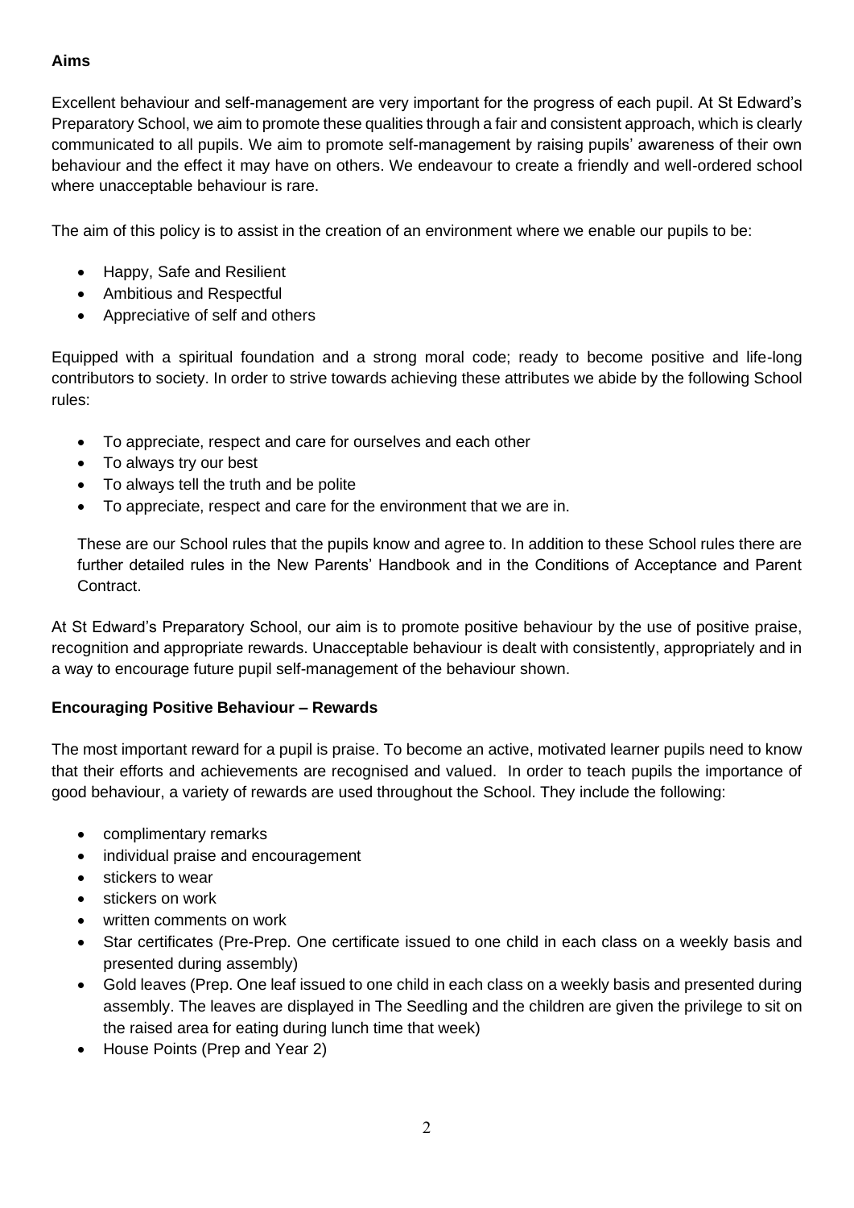**Aims**

Excellent behaviour and self-management are very important for the progress of each pupil. At St Edward's Preparatory School, we aim to promote these qualities through a fair and consistent approach, which is clearly communicated to all pupils. We aim to promote self-management by raising pupils' awareness of their own behaviour and the effect it may have on others. We endeavour to create a friendly and well-ordered school where unacceptable behaviour is rare.

The aim of this policy is to assist in the creation of an environment where we enable our pupils to be:

- Happy, Safe and Resilient
- Ambitious and Respectful
- Appreciative of self and others

Equipped with a spiritual foundation and a strong moral code; ready to become positive and life-long contributors to society. In order to strive towards achieving these attributes we abide by the following School rules:

- To appreciate, respect and care for ourselves and each other
- To always try our best
- To always tell the truth and be polite
- To appreciate, respect and care for the environment that we are in.

These are our School rules that the pupils know and agree to. In addition to these School rules there are further detailed rules in the New Parents' Handbook and in the Conditions of Acceptance and Parent Contract.

At St Edward's Preparatory School, our aim is to promote positive behaviour by the use of positive praise, recognition and appropriate rewards. Unacceptable behaviour is dealt with consistently, appropriately and in a way to encourage future pupil self-management of the behaviour shown.

**Encouraging Positive Behaviour – Rewards**

The most important reward for a pupil is praise. To become an active, motivated learner pupils need to know that their efforts and achievements are recognised and valued. In order to teach pupils the importance of good behaviour, a variety of rewards are used throughout the School. They include the following:

- complimentary remarks
- individual praise and encouragement
- stickers to wear
- stickers on work
- written comments on work
- Star certificates (Pre-Prep. One certificate issued to one child in each class on a weekly basis and presented during assembly)
- Gold leaves (Prep. One leaf issued to one child in each class on a weekly basis and presented during assembly. The leaves are displayed in The Seedling and the children are given the privilege to sit on the raised area for eating during lunch time that week)
- House Points (Prep and Year 2)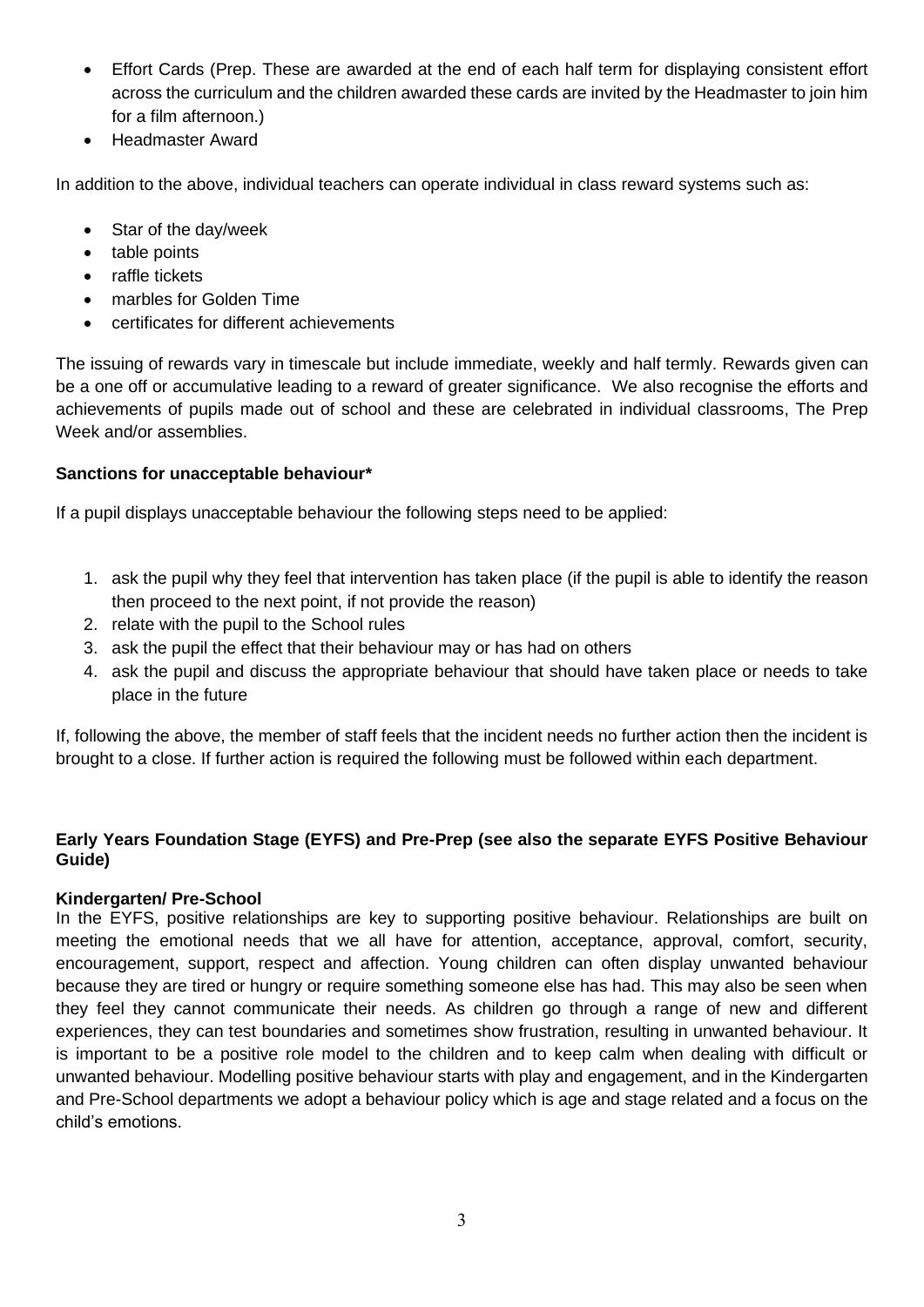- Effort Cards (Prep. These are awarded at the end of each half term for displaying consistent effort across the curriculum and the children awarded these cards are invited by the Headmaster to join him for a film afternoon.)
- Headmaster Award

In addition to the above, individual teachers can operate individual in class reward systems such as:

- Star of the day/week
- table points
- raffle tickets
- marbles for Golden Time
- certificates for different achievements

The issuing of rewards vary in timescale but include immediate, weekly and half termly. Rewards given can be a one off or accumulative leading to a reward of greater significance. We also recognise the efforts and achievements of pupils made out of school and these are celebrated in individual classrooms, The Prep Week and/or assemblies.

**Sanctions for unacceptable behaviour***

If a pupil displays unacceptable behaviour the following steps need to be applied:

1. ask the pupil why they feel that intervention has taken place (if the pupil is able to identify the reason then proceed to the next point, if not provide the reason)
2. relate with the pupil to the School rules
3. ask the pupil the effect that their behaviour may or has had on others
4. ask the pupil and discuss the appropriate behaviour that should have taken place or needs to take place in the future

If, following the above, the member of staff feels that the incident needs no further action then the incident is brought to a close. If further action is required the following must be followed within each department.

**Early Years Foundation Stage (EYFS) and Pre-Prep (see also the separate EYFS Positive Behaviour Guide)**

**Kindergarten/ Pre-School**

In the EYFS, positive relationships are key to supporting positive behaviour. Relationships are built on meeting the emotional needs that we all have for attention, acceptance, approval, comfort, security, encouragement, support, respect and affection. Young children can often display unwanted behaviour because they are tired or hungry or require something someone else has had. This may also be seen when they feel they cannot communicate their needs. As children go through a range of new and different experiences, they can test boundaries and sometimes show frustration, resulting in unwanted behaviour. It is important to be a positive role model to the children and to keep calm when dealing with difficult or unwanted behaviour. Modelling positive behaviour starts with play and engagement, and in the Kindergarten and Pre-School departments we adopt a behaviour policy which is age and stage related and a focus on the child's emotions.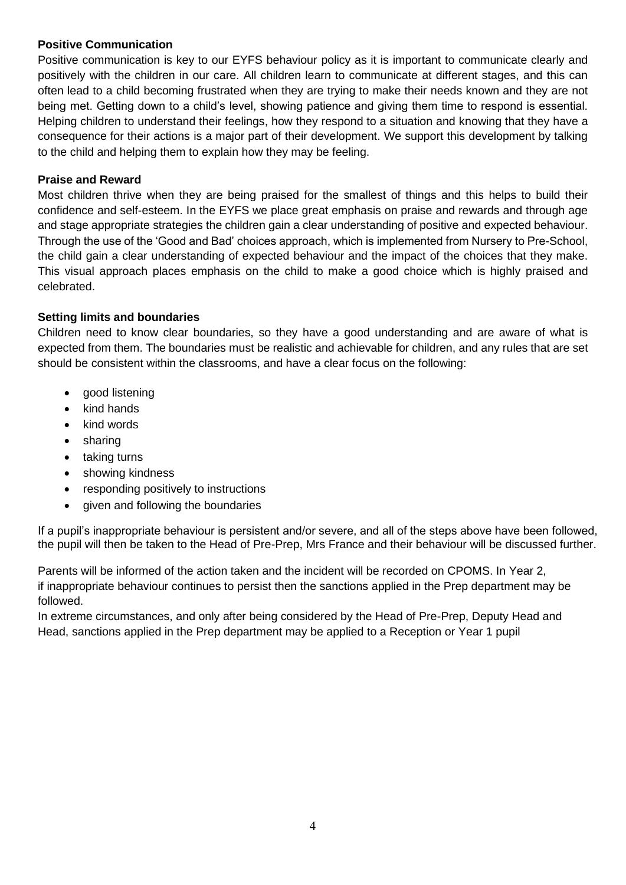**Positive Communication**

Positive communication is key to our EYFS behaviour policy as it is important to communicate clearly and positively with the children in our care. All children learn to communicate at different stages, and this can often lead to a child becoming frustrated when they are trying to make their needs known and they are not being met. Getting down to a child's level, showing patience and giving them time to respond is essential. Helping children to understand their feelings, how they respond to a situation and knowing that they have a consequence for their actions is a major part of their development. We support this development by talking to the child and helping them to explain how they may be feeling.

**Praise and Reward**

Most children thrive when they are being praised for the smallest of things and this helps to build their confidence and self-esteem. In the EYFS we place great emphasis on praise and rewards and through age and stage appropriate strategies the children gain a clear understanding of positive and expected behaviour. Through the use of the 'Good and Bad' choices approach, which is implemented from Nursery to Pre-School, the child gain a clear understanding of expected behaviour and the impact of the choices that they make. This visual approach places emphasis on the child to make a good choice which is highly praised and celebrated.

**Setting limits and boundaries**

Children need to know clear boundaries, so they have a good understanding and are aware of what is expected from them. The boundaries must be realistic and achievable for children, and any rules that are set should be consistent within the classrooms, and have a clear focus on the following:

- good listening
- kind hands
- kind words
- sharing
- taking turns
- showing kindness
- responding positively to instructions
- given and following the boundaries

If a pupil's inappropriate behaviour is persistent and/or severe, and all of the steps above have been followed, the pupil will then be taken to the Head of Pre-Prep, Mrs France and their behaviour will be discussed further.

Parents will be informed of the action taken and the incident will be recorded on CPOMS. In Year 2, if inappropriate behaviour continues to persist then the sanctions applied in the Prep department may be followed.

In extreme circumstances, and only after being considered by the Head of Pre-Prep, Deputy Head and Head, sanctions applied in the Prep department may be applied to a Reception or Year 1 pupil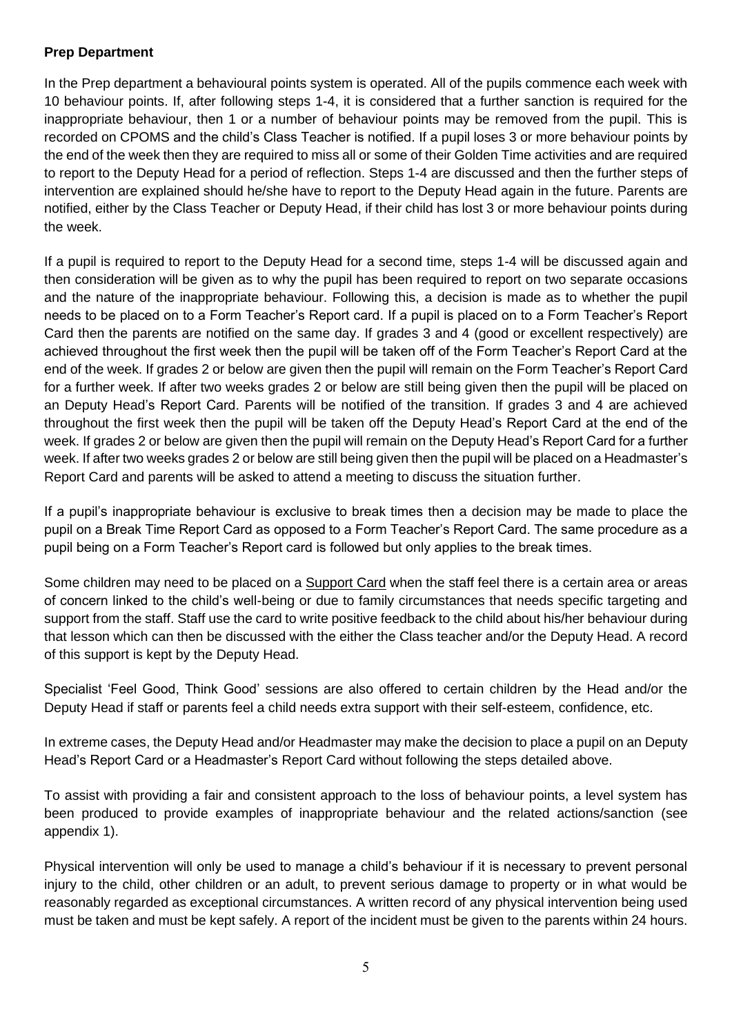**Prep Department**

In the Prep department a behavioural points system is operated. All of the pupils commence each week with 10 behaviour points. If, after following steps 1-4, it is considered that a further sanction is required for the inappropriate behaviour, then 1 or a number of behaviour points may be removed from the pupil. This is recorded on CPOMS and the child's Class Teacher is notified. If a pupil loses 3 or more behaviour points by the end of the week then they are required to miss all or some of their Golden Time activities and are required to report to the Deputy Head for a period of reflection. Steps 1-4 are discussed and then the further steps of intervention are explained should he/she have to report to the Deputy Head again in the future. Parents are notified, either by the Class Teacher or Deputy Head, if their child has lost 3 or more behaviour points during the week.

If a pupil is required to report to the Deputy Head for a second time, steps 1-4 will be discussed again and then consideration will be given as to why the pupil has been required to report on two separate occasions and the nature of the inappropriate behaviour. Following this, a decision is made as to whether the pupil needs to be placed on to a Form Teacher's Report card. If a pupil is placed on to a Form Teacher's Report Card then the parents are notified on the same day. If grades 3 and 4 (good or excellent respectively) are achieved throughout the first week then the pupil will be taken off of the Form Teacher's Report Card at the end of the week. If grades 2 or below are given then the pupil will remain on the Form Teacher's Report Card for a further week. If after two weeks grades 2 or below are still being given then the pupil will be placed on an Deputy Head's Report Card. Parents will be notified of the transition. If grades 3 and 4 are achieved throughout the first week then the pupil will be taken off the Deputy Head's Report Card at the end of the week. If grades 2 or below are given then the pupil will remain on the Deputy Head's Report Card for a further week. If after two weeks grades 2 or below are still being given then the pupil will be placed on a Headmaster's Report Card and parents will be asked to attend a meeting to discuss the situation further.

If a pupil's inappropriate behaviour is exclusive to break times then a decision may be made to place the pupil on a Break Time Report Card as opposed to a Form Teacher's Report Card. The same procedure as a pupil being on a Form Teacher's Report card is followed but only applies to the break times.

Some children may need to be placed on a Support Card when the staff feel there is a certain area or areas of concern linked to the child's well-being or due to family circumstances that needs specific targeting and support from the staff. Staff use the card to write positive feedback to the child about his/her behaviour during that lesson which can then be discussed with the either the Class teacher and/or the Deputy Head. A record of this support is kept by the Deputy Head.

Specialist 'Feel Good, Think Good' sessions are also offered to certain children by the Head and/or the Deputy Head if staff or parents feel a child needs extra support with their self-esteem, confidence, etc.

In extreme cases, the Deputy Head and/or Headmaster may make the decision to place a pupil on an Deputy Head's Report Card or a Headmaster's Report Card without following the steps detailed above.

To assist with providing a fair and consistent approach to the loss of behaviour points, a level system has been produced to provide examples of inappropriate behaviour and the related actions/sanction (see appendix 1).

Physical intervention will only be used to manage a child's behaviour if it is necessary to prevent personal injury to the child, other children or an adult, to prevent serious damage to property or in what would be reasonably regarded as exceptional circumstances. A written record of any physical intervention being used must be taken and must be kept safely. A report of the incident must be given to the parents within 24 hours.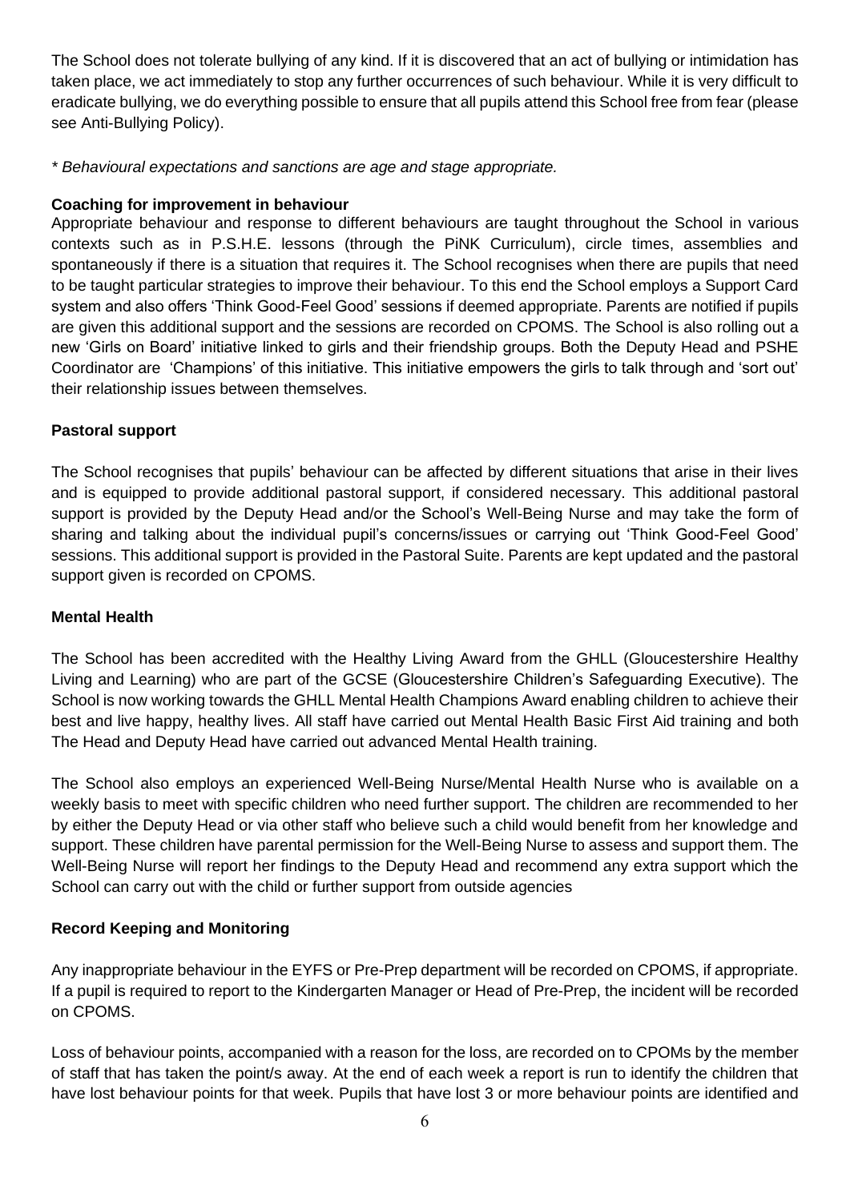The School does not tolerate bullying of any kind. If it is discovered that an act of bullying or intimidation has taken place, we act immediately to stop any further occurrences of such behaviour. While it is very difficult to eradicate bullying, we do everything possible to ensure that all pupils attend this School free from fear (please see Anti-Bullying Policy).

*\* Behavioural expectations and sanctions are age and stage appropriate.*

**Coaching for improvement in behaviour**

Appropriate behaviour and response to different behaviours are taught throughout the School in various contexts such as in P.S.H.E. lessons (through the PiNK Curriculum), circle times, assemblies and spontaneously if there is a situation that requires it. The School recognises when there are pupils that need to be taught particular strategies to improve their behaviour. To this end the School employs a Support Card system and also offers 'Think Good-Feel Good' sessions if deemed appropriate. Parents are notified if pupils are given this additional support and the sessions are recorded on CPOMS. The School is also rolling out a new 'Girls on Board' initiative linked to girls and their friendship groups. Both the Deputy Head and PSHE Coordinator are 'Champions' of this initiative. This initiative empowers the girls to talk through and 'sort out' their relationship issues between themselves.

**Pastoral support**

The School recognises that pupils' behaviour can be affected by different situations that arise in their lives and is equipped to provide additional pastoral support, if considered necessary. This additional pastoral support is provided by the Deputy Head and/or the School's Well-Being Nurse and may take the form of sharing and talking about the individual pupil's concerns/issues or carrying out 'Think Good-Feel Good' sessions. This additional support is provided in the Pastoral Suite. Parents are kept updated and the pastoral support given is recorded on CPOMS.

**Mental Health**

The School has been accredited with the Healthy Living Award from the GHLL (Gloucestershire Healthy Living and Learning) who are part of the GCSE (Gloucestershire Children's Safeguarding Executive). The School is now working towards the GHLL Mental Health Champions Award enabling children to achieve their best and live happy, healthy lives. All staff have carried out Mental Health Basic First Aid training and both The Head and Deputy Head have carried out advanced Mental Health training.

The School also employs an experienced Well-Being Nurse/Mental Health Nurse who is available on a weekly basis to meet with specific children who need further support. The children are recommended to her by either the Deputy Head or via other staff who believe such a child would benefit from her knowledge and support. These children have parental permission for the Well-Being Nurse to assess and support them. The Well-Being Nurse will report her findings to the Deputy Head and recommend any extra support which the School can carry out with the child or further support from outside agencies

**Record Keeping and Monitoring**

Any inappropriate behaviour in the EYFS or Pre-Prep department will be recorded on CPOMS, if appropriate. If a pupil is required to report to the Kindergarten Manager or Head of Pre-Prep, the incident will be recorded on CPOMS.

Loss of behaviour points, accompanied with a reason for the loss, are recorded on to CPOMs by the member of staff that has taken the point/s away. At the end of each week a report is run to identify the children that have lost behaviour points for that week. Pupils that have lost 3 or more behaviour points are identified and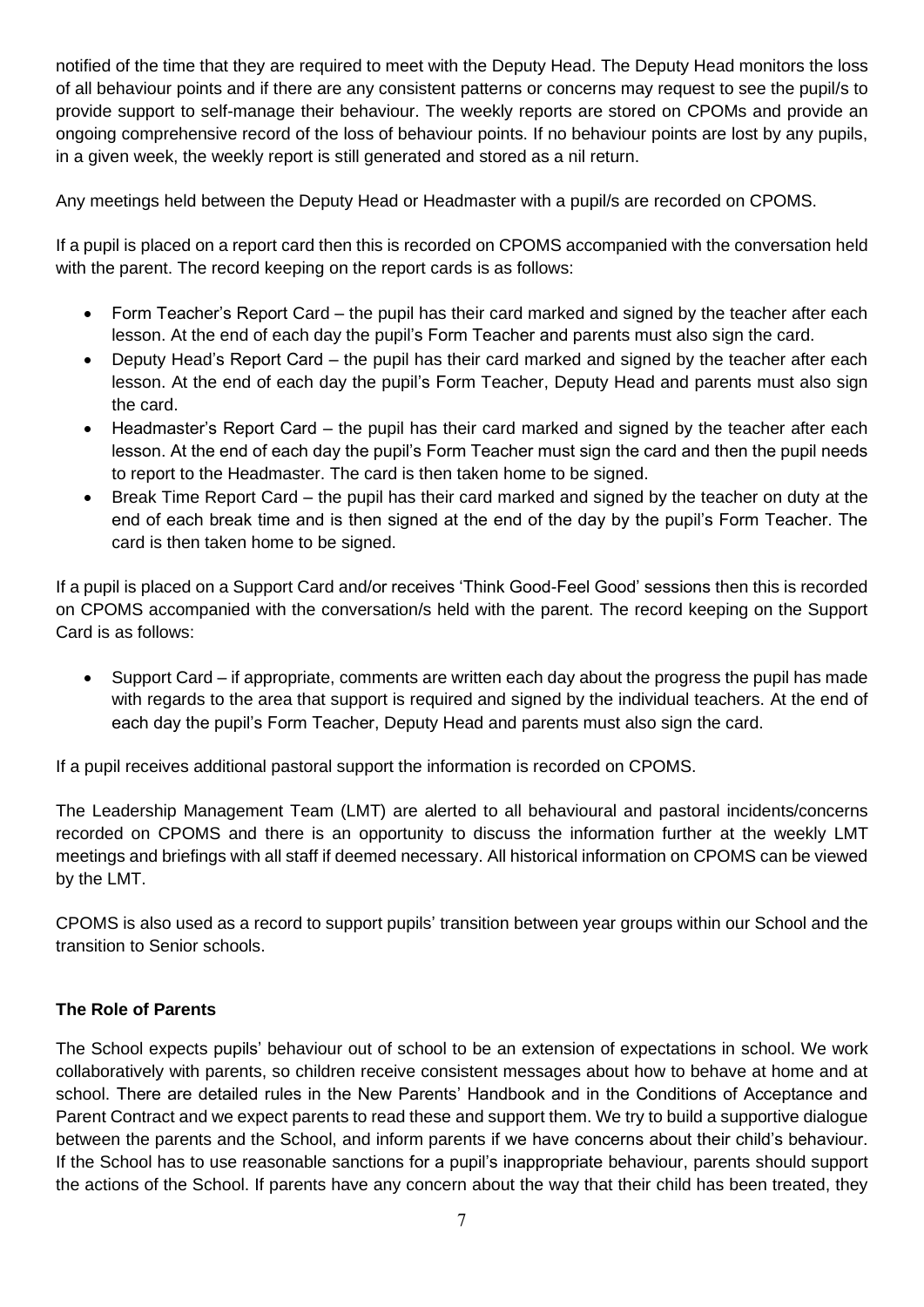notified of the time that they are required to meet with the Deputy Head. The Deputy Head monitors the loss of all behaviour points and if there are any consistent patterns or concerns may request to see the pupil/s to provide support to self-manage their behaviour. The weekly reports are stored on CPOMs and provide an ongoing comprehensive record of the loss of behaviour points. If no behaviour points are lost by any pupils, in a given week, the weekly report is still generated and stored as a nil return.

Any meetings held between the Deputy Head or Headmaster with a pupil/s are recorded on CPOMS.

If a pupil is placed on a report card then this is recorded on CPOMS accompanied with the conversation held with the parent. The record keeping on the report cards is as follows:

- Form Teacher's Report Card – the pupil has their card marked and signed by the teacher after each lesson. At the end of each day the pupil's Form Teacher and parents must also sign the card.
- Deputy Head's Report Card – the pupil has their card marked and signed by the teacher after each lesson. At the end of each day the pupil's Form Teacher, Deputy Head and parents must also sign the card.
- Headmaster's Report Card – the pupil has their card marked and signed by the teacher after each lesson. At the end of each day the pupil's Form Teacher must sign the card and then the pupil needs to report to the Headmaster. The card is then taken home to be signed.
- Break Time Report Card – the pupil has their card marked and signed by the teacher on duty at the end of each break time and is then signed at the end of the day by the pupil's Form Teacher. The card is then taken home to be signed.

If a pupil is placed on a Support Card and/or receives 'Think Good-Feel Good' sessions then this is recorded on CPOMS accompanied with the conversation/s held with the parent. The record keeping on the Support Card is as follows:

- Support Card – if appropriate, comments are written each day about the progress the pupil has made with regards to the area that support is required and signed by the individual teachers. At the end of each day the pupil's Form Teacher, Deputy Head and parents must also sign the card.

If a pupil receives additional pastoral support the information is recorded on CPOMS.

The Leadership Management Team (LMT) are alerted to all behavioural and pastoral incidents/concerns recorded on CPOMS and there is an opportunity to discuss the information further at the weekly LMT meetings and briefings with all staff if deemed necessary. All historical information on CPOMS can be viewed by the LMT.

CPOMS is also used as a record to support pupils' transition between year groups within our School and the transition to Senior schools.

**The Role of Parents**

The School expects pupils' behaviour out of school to be an extension of expectations in school. We work collaboratively with parents, so children receive consistent messages about how to behave at home and at school. There are detailed rules in the New Parents' Handbook and in the Conditions of Acceptance and Parent Contract and we expect parents to read these and support them. We try to build a supportive dialogue between the parents and the School, and inform parents if we have concerns about their child's behaviour. If the School has to use reasonable sanctions for a pupil's inappropriate behaviour, parents should support the actions of the School. If parents have any concern about the way that their child has been treated, they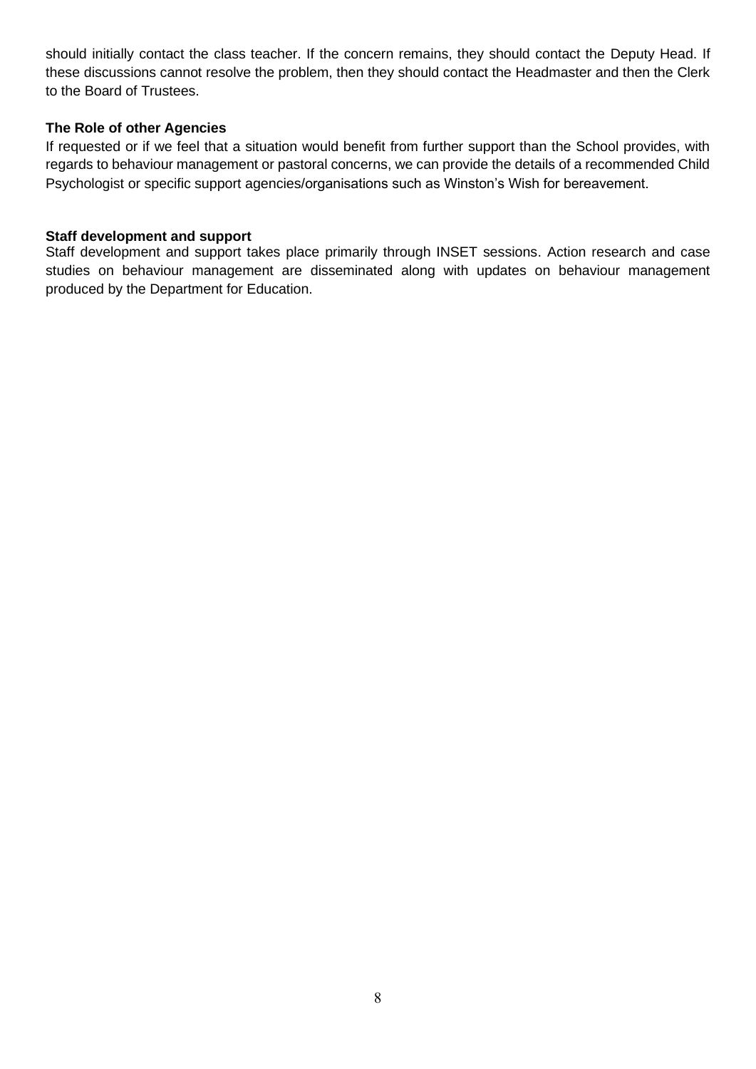should initially contact the class teacher. If the concern remains, they should contact the Deputy Head. If these discussions cannot resolve the problem, then they should contact the Headmaster and then the Clerk to the Board of Trustees.

**The Role of other Agencies**

If requested or if we feel that a situation would benefit from further support than the School provides, with regards to behaviour management or pastoral concerns, we can provide the details of a recommended Child Psychologist or specific support agencies/organisations such as Winston's Wish for bereavement.

**Staff development and support**

Staff development and support takes place primarily through INSET sessions. Action research and case studies on behaviour management are disseminated along with updates on behaviour management produced by the Department for Education.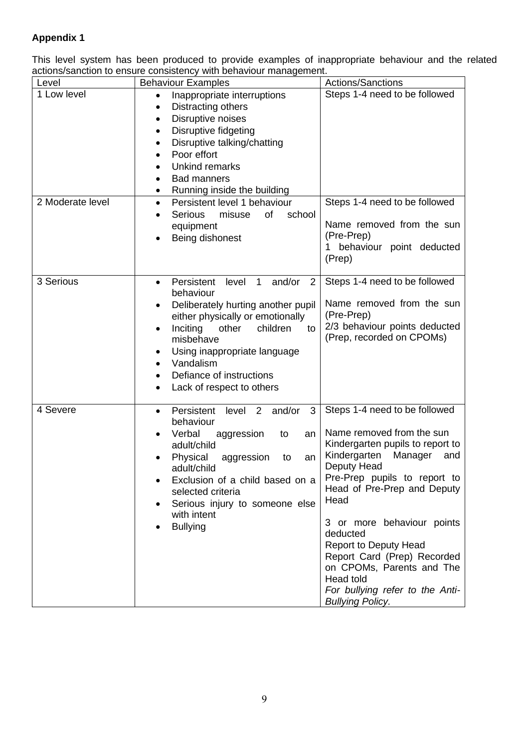**Appendix 1**

This level system has been produced to provide examples of inappropriate behaviour and the related actions/sanction to ensure consistency with behaviour management.

| Level | Behaviour Examples | Actions/Sanctions |
|---|---|---|
| 1 Low level | • Inappropriate interruptions<br>• Distracting others<br>• Disruptive noises<br>• Disruptive fidgeting<br>• Disruptive talking/chatting<br>• Poor effort<br>• Unkind remarks<br>• Bad manners<br>• Running inside the building | Steps 1-4 need to be followed |
| 2 Moderate level | • Persistent level 1 behaviour<br>• Serious misuse of school equipment<br>• Being dishonest | Steps 1-4 need to be followed<br><br>Name removed from the sun (Pre-Prep)<br>1 behaviour point deducted (Prep) |
| 3 Serious | • Persistent level 1 and/or 2 behaviour<br>• Deliberately hurting another pupil either physically or emotionally<br>• Inciting other children to misbehave<br>• Using inappropriate language<br>• Vandalism<br>• Defiance of instructions<br>• Lack of respect to others | Steps 1-4 need to be followed<br><br>Name removed from the sun (Pre-Prep)<br>2/3 behaviour points deducted (Prep, recorded on CPOMs) |
| 4 Severe | • Persistent level 2 and/or 3 behaviour<br>• Verbal aggression to an adult/child<br>• Physical aggression to an adult/child<br>• Exclusion of a child based on a selected criteria<br>• Serious injury to someone else with intent<br>• Bullying | Steps 1-4 need to be followed<br><br>Name removed from the sun<br>Kindergarten pupils to report to Kindergarten Manager and Deputy Head<br>Pre-Prep pupils to report to Head of Pre-Prep and Deputy Head<br><br>3 or more behaviour points deducted<br>Report to Deputy Head<br>Report Card (Prep) Recorded on CPOMs, Parents and The Head told<br>*For bullying refer to the Anti-Bullying Policy.* |